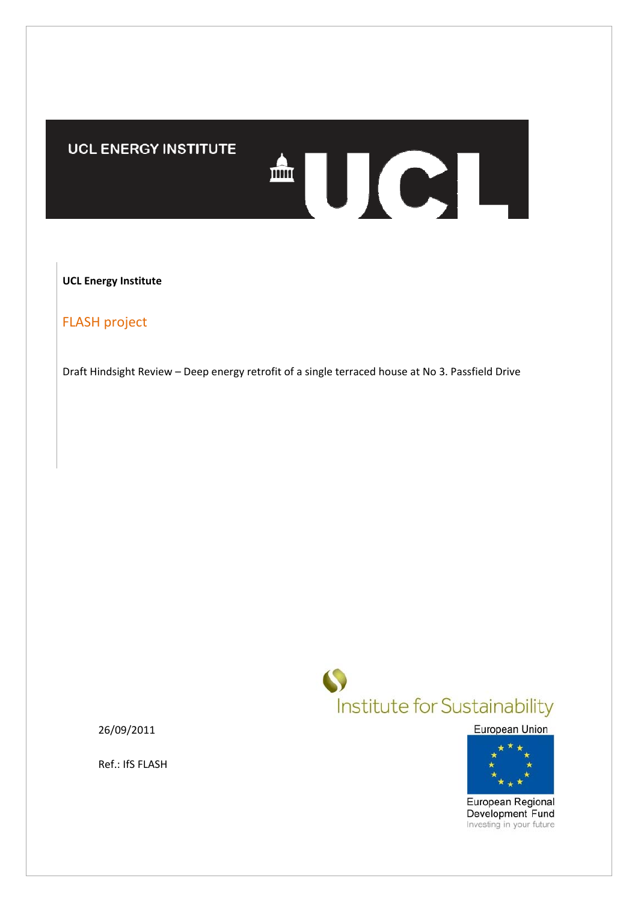UCL ENERGY INSTITUTE

**UCL Energy Institute**

# FLASH project

Draft Hindsight Review – Deep energy retrofit of a single terraced house at No 3. Passfield Drive

Institute for Sustainability

European Union

European Regional Development Fund
Investing in your future

26/09/2011

Ref.: IfS FLASH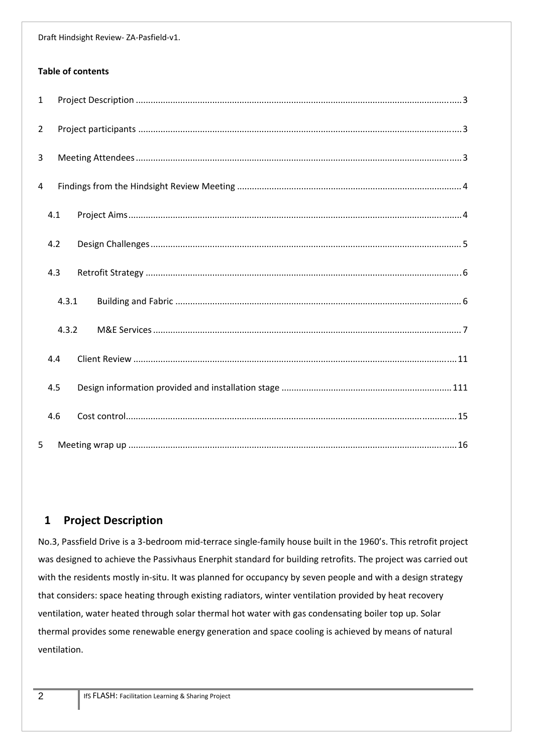**Table of contents**

1 Project Description ..... 3

2 Project participants ..... 3

3 Meeting Attendees ..... 3

4 Findings from the Hindsight Review Meeting ..... 4

- 4.1 Project Aims ..... 4
- 4.2 Design Challenges ..... 5
- 4.3 Retrofit Strategy ..... 6
  - 4.3.1 Building and Fabric ..... 6
  - 4.3.2 M&E Services ..... 7
- 4.4 Client Review ..... 11
- 4.5 Design information provided and installation stage ..... 111
- 4.6 Cost control ..... 15

5 Meeting wrap up ..... 16

# 1 Project Description

No.3, Passfield Drive is a 3-bedroom mid-terrace single-family house built in the 1960's. This retrofit project was designed to achieve the Passivhaus Enerphit standard for building retrofits. The project was carried out with the residents mostly in-situ. It was planned for occupancy by seven people and with a design strategy that considers: space heating through existing radiators, winter ventilation provided by heat recovery ventilation, water heated through solar thermal hot water with gas condensating boiler top up. Solar thermal provides some renewable energy generation and space cooling is achieved by means of natural ventilation.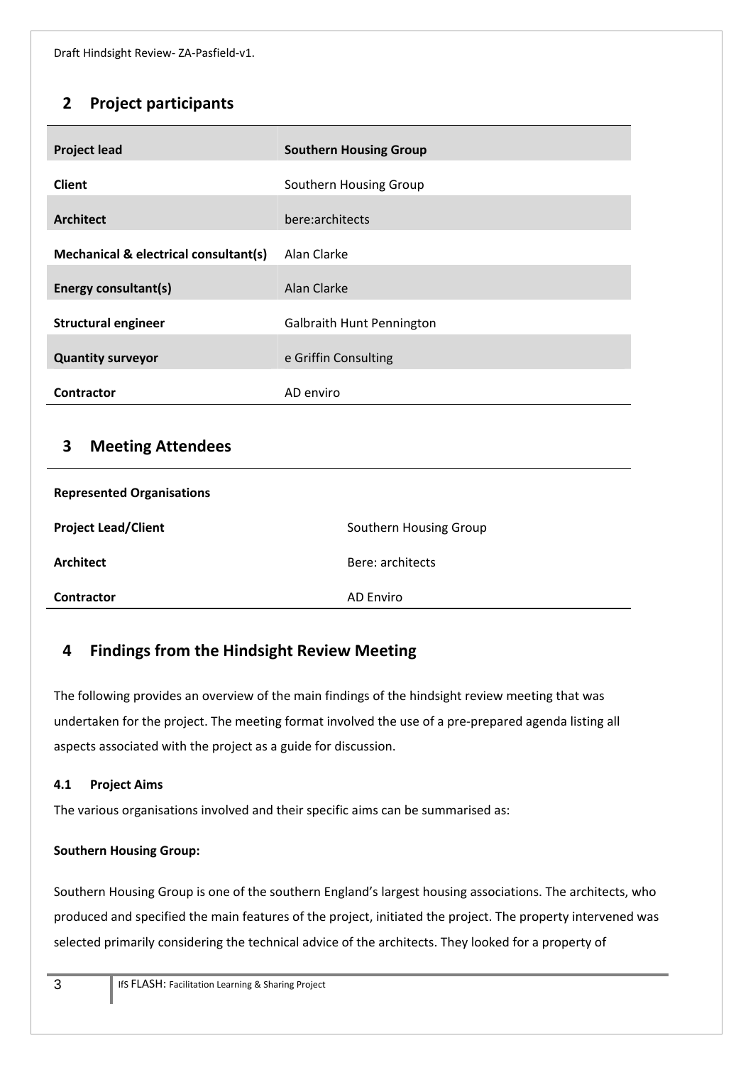## 2 Project participants

| Project lead | Southern Housing Group |
|---|---|
| Client | Southern Housing Group |
| Architect | bere:architects |
| Mechanical & electrical consultant(s) | Alan Clarke |
| Energy consultant(s) | Alan Clarke |
| Structural engineer | Galbraith Hunt Pennington |
| Quantity surveyor | e Griffin Consulting |
| Contractor | AD enviro |

## 3 Meeting Attendees

| Represented Organisations | |
|---|---|
| Project Lead/Client | Southern Housing Group |
| Architect | Bere: architects |
| Contractor | AD Enviro |

## 4 Findings from the Hindsight Review Meeting

The following provides an overview of the main findings of the hindsight review meeting that was undertaken for the project. The meeting format involved the use of a pre-prepared agenda listing all aspects associated with the project as a guide for discussion.

### 4.1 Project Aims

The various organisations involved and their specific aims can be summarised as:

**Southern Housing Group:**

Southern Housing Group is one of the southern England's largest housing associations. The architects, who produced and specified the main features of the project, initiated the project. The property intervened was selected primarily considering the technical advice of the architects. They looked for a property of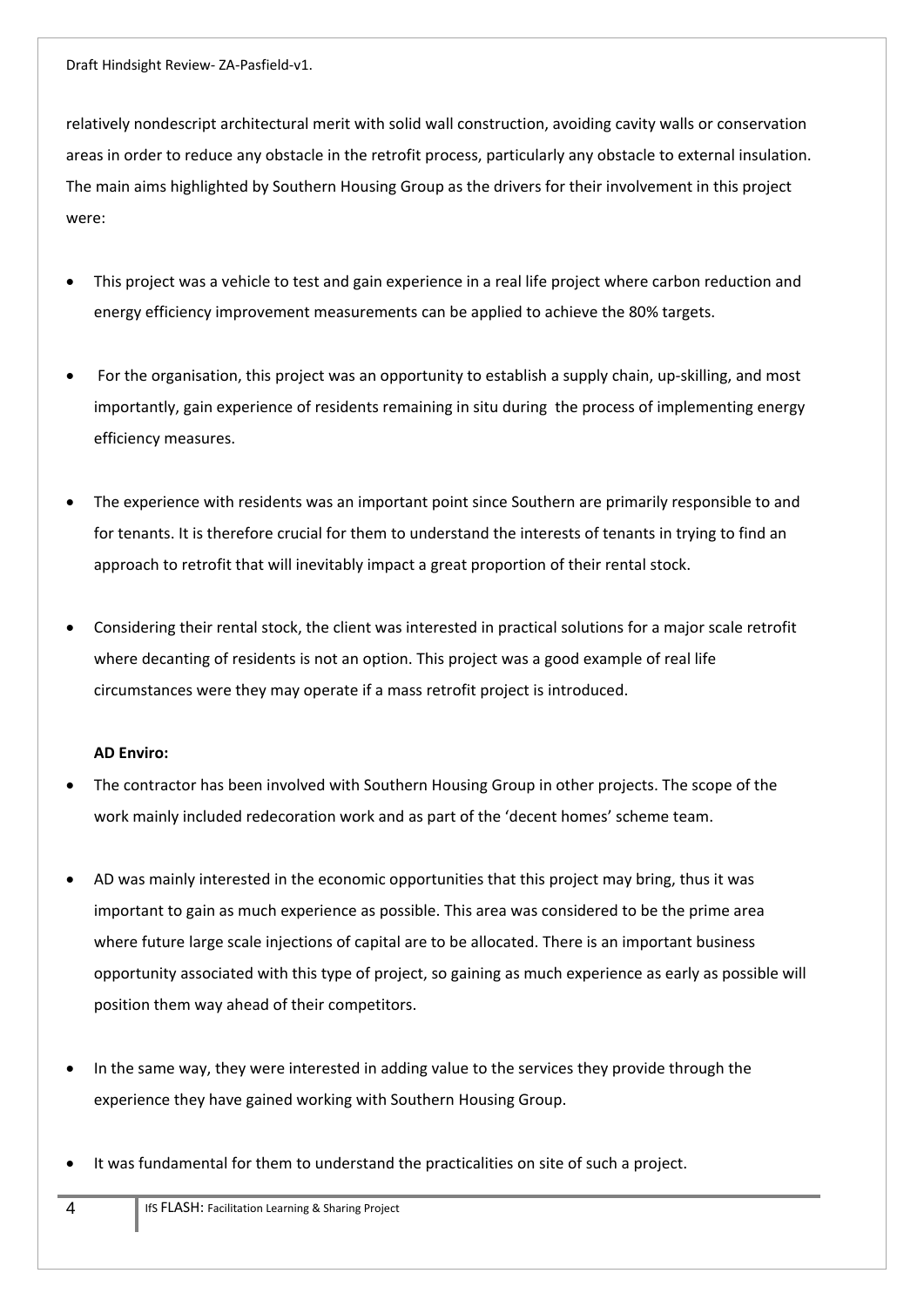relatively nondescript architectural merit with solid wall construction, avoiding cavity walls or conservation areas in order to reduce any obstacle in the retrofit process, particularly any obstacle to external insulation. The main aims highlighted by Southern Housing Group as the drivers for their involvement in this project were:

- This project was a vehicle to test and gain experience in a real life project where carbon reduction and energy efficiency improvement measurements can be applied to achieve the 80% targets.
- For the organisation, this project was an opportunity to establish a supply chain, up-skilling, and most importantly, gain experience of residents remaining in situ during the process of implementing energy efficiency measures.
- The experience with residents was an important point since Southern are primarily responsible to and for tenants. It is therefore crucial for them to understand the interests of tenants in trying to find an approach to retrofit that will inevitably impact a great proportion of their rental stock.
- Considering their rental stock, the client was interested in practical solutions for a major scale retrofit where decanting of residents is not an option. This project was a good example of real life circumstances were they may operate if a mass retrofit project is introduced.

**AD Enviro:**

- The contractor has been involved with Southern Housing Group in other projects. The scope of the work mainly included redecoration work and as part of the 'decent homes' scheme team.
- AD was mainly interested in the economic opportunities that this project may bring, thus it was important to gain as much experience as possible. This area was considered to be the prime area where future large scale injections of capital are to be allocated. There is an important business opportunity associated with this type of project, so gaining as much experience as early as possible will position them way ahead of their competitors.
- In the same way, they were interested in adding value to the services they provide through the experience they have gained working with Southern Housing Group.
- It was fundamental for them to understand the practicalities on site of such a project.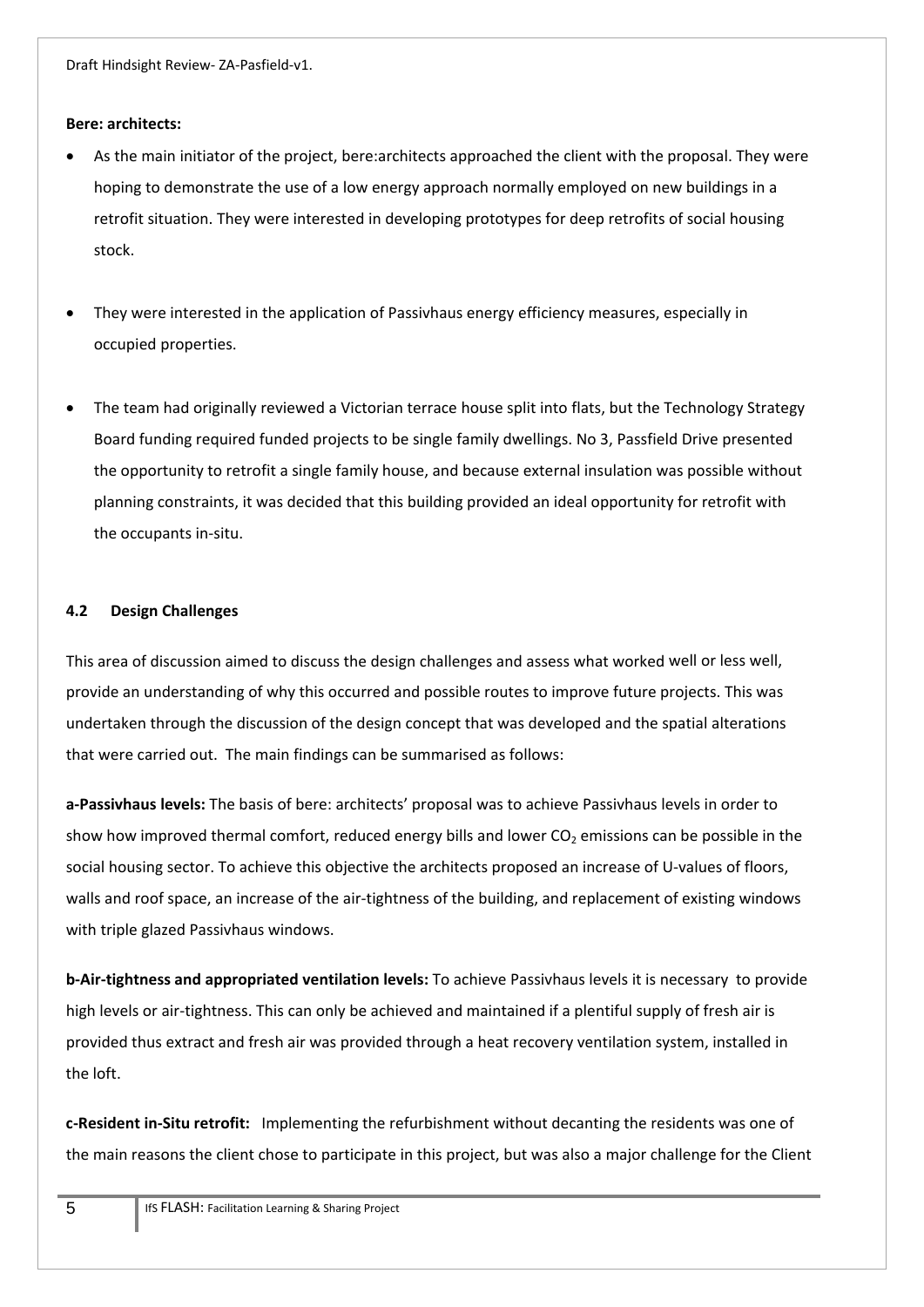**Bere: architects:**

- As the main initiator of the project, bere:architects approached the client with the proposal. They were hoping to demonstrate the use of a low energy approach normally employed on new buildings in a retrofit situation. They were interested in developing prototypes for deep retrofits of social housing stock.

- They were interested in the application of Passivhaus energy efficiency measures, especially in occupied properties.

- The team had originally reviewed a Victorian terrace house split into flats, but the Technology Strategy Board funding required funded projects to be single family dwellings. No 3, Passfield Drive presented the opportunity to retrofit a single family house, and because external insulation was possible without planning constraints, it was decided that this building provided an ideal opportunity for retrofit with the occupants in-situ.

### 4.2 Design Challenges

This area of discussion aimed to discuss the design challenges and assess what worked well or less well, provide an understanding of why this occurred and possible routes to improve future projects. This was undertaken through the discussion of the design concept that was developed and the spatial alterations that were carried out. The main findings can be summarised as follows:

**a-Passivhaus levels:** The basis of bere: architects' proposal was to achieve Passivhaus levels in order to show how improved thermal comfort, reduced energy bills and lower $CO_2$ emissions can be possible in the social housing sector. To achieve this objective the architects proposed an increase of U-values of floors, walls and roof space, an increase of the air-tightness of the building, and replacement of existing windows with triple glazed Passivhaus windows.

**b-Air-tightness and appropriated ventilation levels:** To achieve Passivhaus levels it is necessary to provide high levels or air-tightness. This can only be achieved and maintained if a plentiful supply of fresh air is provided thus extract and fresh air was provided through a heat recovery ventilation system, installed in the loft.

**c-Resident in-Situ retrofit:** Implementing the refurbishment without decanting the residents was one of the main reasons the client chose to participate in this project, but was also a major challenge for the Client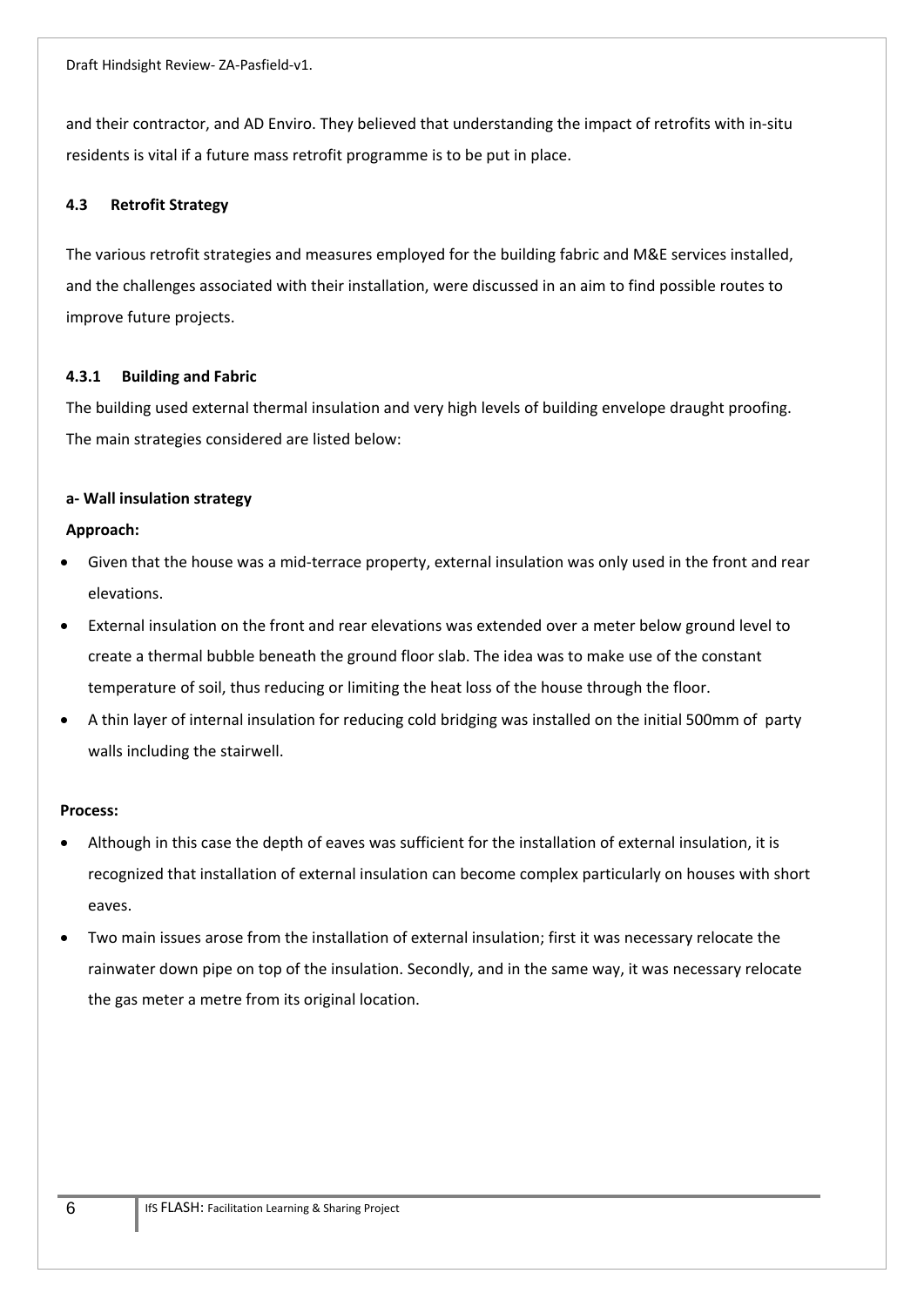and their contractor, and AD Enviro. They believed that understanding the impact of retrofits with in-situ residents is vital if a future mass retrofit programme is to be put in place.

### 4.3 Retrofit Strategy

The various retrofit strategies and measures employed for the building fabric and M&E services installed, and the challenges associated with their installation, were discussed in an aim to find possible routes to improve future projects.

#### 4.3.1 Building and Fabric

The building used external thermal insulation and very high levels of building envelope draught proofing. The main strategies considered are listed below:

**a- Wall insulation strategy**

**Approach:**

- Given that the house was a mid-terrace property, external insulation was only used in the front and rear elevations.
- External insulation on the front and rear elevations was extended over a meter below ground level to create a thermal bubble beneath the ground floor slab. The idea was to make use of the constant temperature of soil, thus reducing or limiting the heat loss of the house through the floor.
- A thin layer of internal insulation for reducing cold bridging was installed on the initial 500mm of party walls including the stairwell.

**Process:**

- Although in this case the depth of eaves was sufficient for the installation of external insulation, it is recognized that installation of external insulation can become complex particularly on houses with short eaves.
- Two main issues arose from the installation of external insulation; first it was necessary relocate the rainwater down pipe on top of the insulation. Secondly, and in the same way, it was necessary relocate the gas meter a metre from its original location.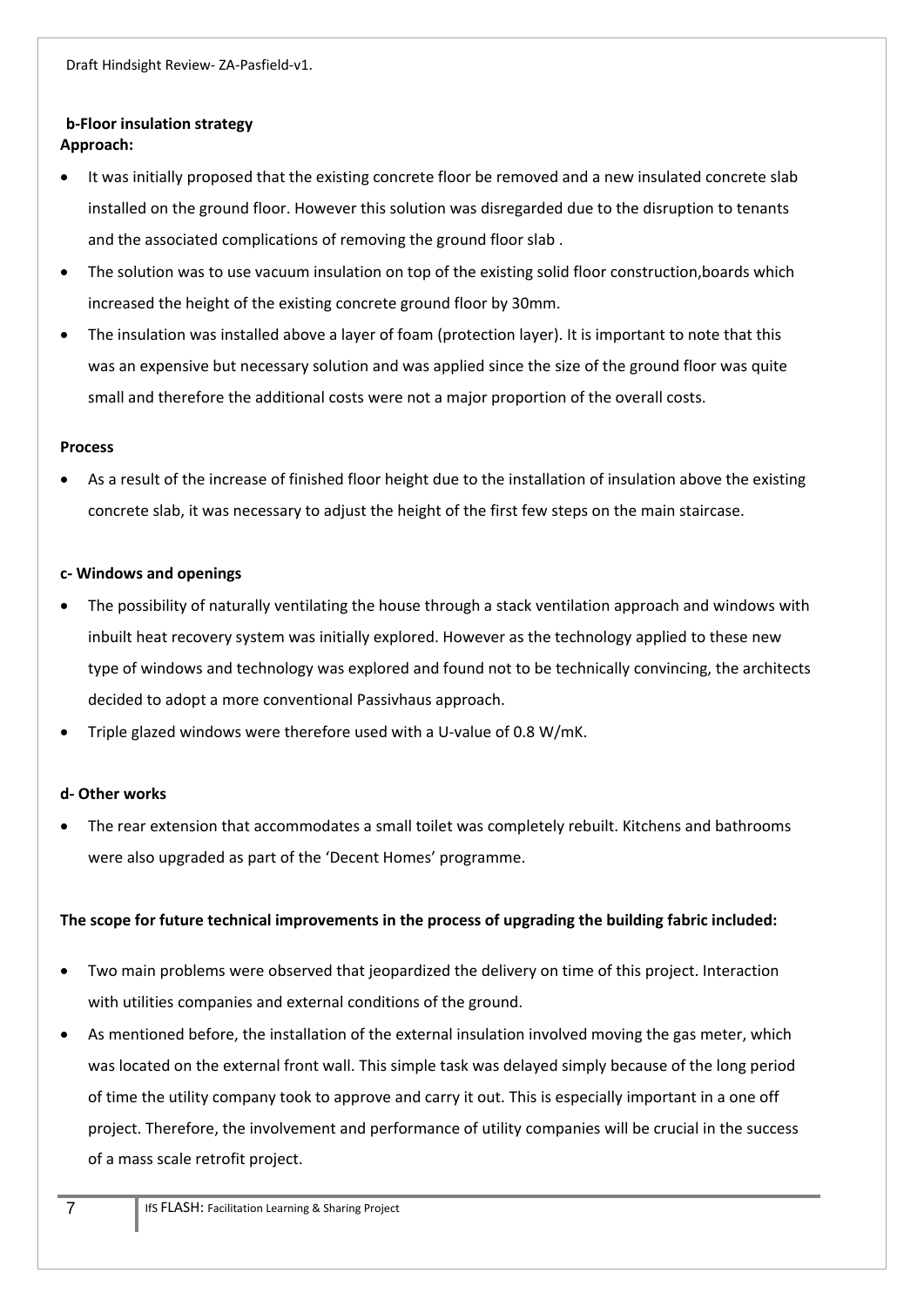### b-Floor insulation strategy

**Approach:**

- It was initially proposed that the existing concrete floor be removed and a new insulated concrete slab installed on the ground floor. However this solution was disregarded due to the disruption to tenants and the associated complications of removing the ground floor slab .
- The solution was to use vacuum insulation on top of the existing solid floor construction,boards which increased the height of the existing concrete ground floor by 30mm.
- The insulation was installed above a layer of foam (protection layer). It is important to note that this was an expensive but necessary solution and was applied since the size of the ground floor was quite small and therefore the additional costs were not a major proportion of the overall costs.

**Process**

- As a result of the increase of finished floor height due to the installation of insulation above the existing concrete slab, it was necessary to adjust the height of the first few steps on the main staircase.

### c- Windows and openings

- The possibility of naturally ventilating the house through a stack ventilation approach and windows with inbuilt heat recovery system was initially explored. However as the technology applied to these new type of windows and technology was explored and found not to be technically convincing, the architects decided to adopt a more conventional Passivhaus approach.
- Triple glazed windows were therefore used with a U-value of 0.8 W/mK.

### d- Other works

- The rear extension that accommodates a small toilet was completely rebuilt. Kitchens and bathrooms were also upgraded as part of the 'Decent Homes' programme.

**The scope for future technical improvements in the process of upgrading the building fabric included:**

- Two main problems were observed that jeopardized the delivery on time of this project. Interaction with utilities companies and external conditions of the ground.
- As mentioned before, the installation of the external insulation involved moving the gas meter, which was located on the external front wall. This simple task was delayed simply because of the long period of time the utility company took to approve and carry it out. This is especially important in a one off project. Therefore, the involvement and performance of utility companies will be crucial in the success of a mass scale retrofit project.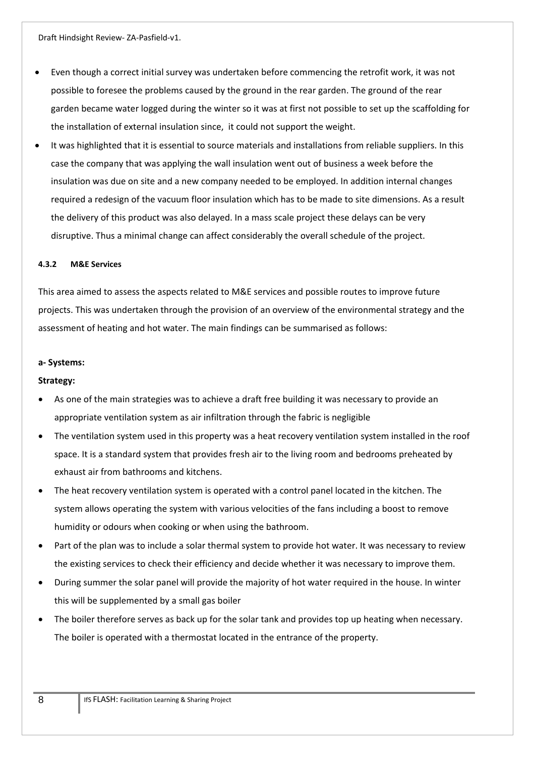- Even though a correct initial survey was undertaken before commencing the retrofit work, it was not possible to foresee the problems caused by the ground in the rear garden. The ground of the rear garden became water logged during the winter so it was at first not possible to set up the scaffolding for the installation of external insulation since, it could not support the weight.
- It was highlighted that it is essential to source materials and installations from reliable suppliers. In this case the company that was applying the wall insulation went out of business a week before the insulation was due on site and a new company needed to be employed. In addition internal changes required a redesign of the vacuum floor insulation which has to be made to site dimensions. As a result the delivery of this product was also delayed. In a mass scale project these delays can be very disruptive. Thus a minimal change can affect considerably the overall schedule of the project.

#### 4.3.2 M&E Services

This area aimed to assess the aspects related to M&E services and possible routes to improve future projects. This was undertaken through the provision of an overview of the environmental strategy and the assessment of heating and hot water. The main findings can be summarised as follows:

**a- Systems:**

**Strategy:**

- As one of the main strategies was to achieve a draft free building it was necessary to provide an appropriate ventilation system as air infiltration through the fabric is negligible
- The ventilation system used in this property was a heat recovery ventilation system installed in the roof space. It is a standard system that provides fresh air to the living room and bedrooms preheated by exhaust air from bathrooms and kitchens.
- The heat recovery ventilation system is operated with a control panel located in the kitchen. The system allows operating the system with various velocities of the fans including a boost to remove humidity or odours when cooking or when using the bathroom.
- Part of the plan was to include a solar thermal system to provide hot water. It was necessary to review the existing services to check their efficiency and decide whether it was necessary to improve them.
- During summer the solar panel will provide the majority of hot water required in the house. In winter this will be supplemented by a small gas boiler
- The boiler therefore serves as back up for the solar tank and provides top up heating when necessary. The boiler is operated with a thermostat located in the entrance of the property.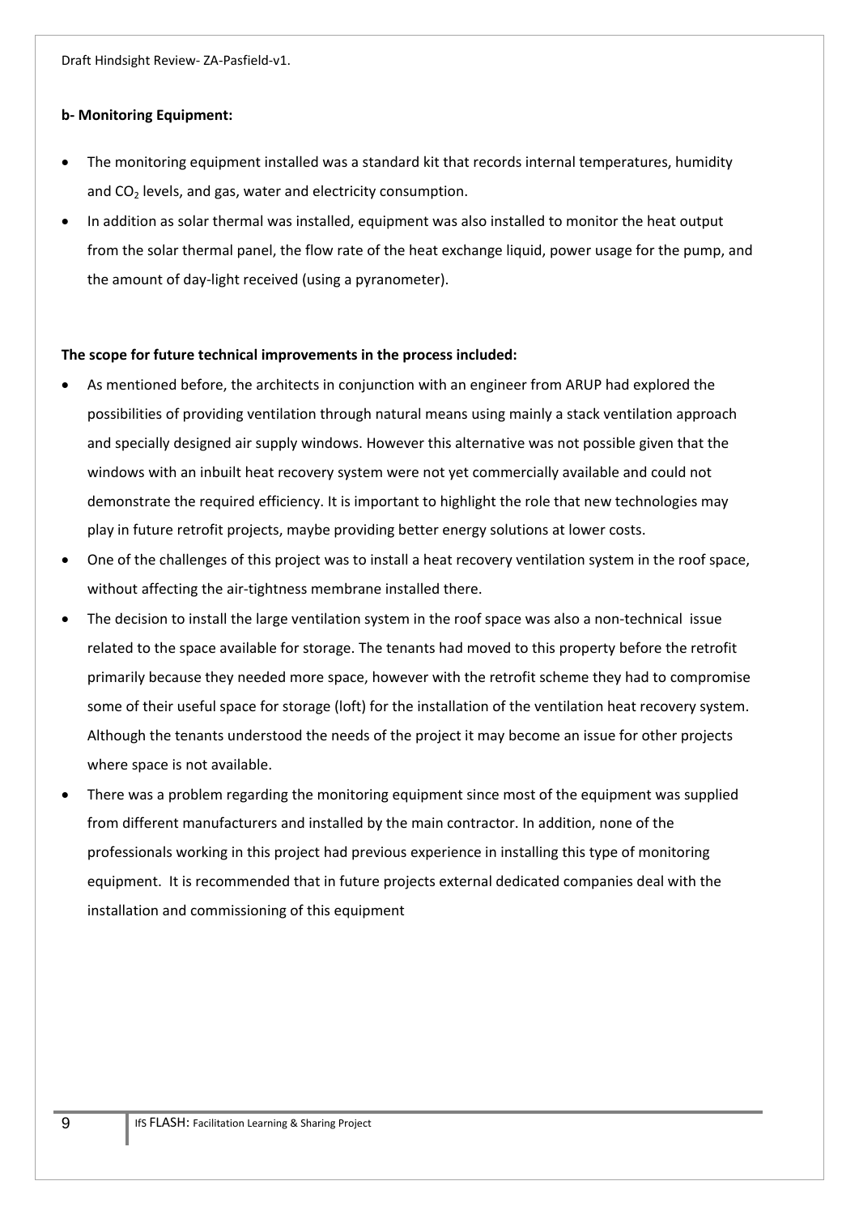**b- Monitoring Equipment:**

- The monitoring equipment installed was a standard kit that records internal temperatures, humidity and $CO_2$ levels, and gas, water and electricity consumption.
- In addition as solar thermal was installed, equipment was also installed to monitor the heat output from the solar thermal panel, the flow rate of the heat exchange liquid, power usage for the pump, and the amount of day-light received (using a pyranometer).

**The scope for future technical improvements in the process included:**

- As mentioned before, the architects in conjunction with an engineer from ARUP had explored the possibilities of providing ventilation through natural means using mainly a stack ventilation approach and specially designed air supply windows. However this alternative was not possible given that the windows with an inbuilt heat recovery system were not yet commercially available and could not demonstrate the required efficiency. It is important to highlight the role that new technologies may play in future retrofit projects, maybe providing better energy solutions at lower costs.
- One of the challenges of this project was to install a heat recovery ventilation system in the roof space, without affecting the air-tightness membrane installed there.
- The decision to install the large ventilation system in the roof space was also a non-technical issue related to the space available for storage. The tenants had moved to this property before the retrofit primarily because they needed more space, however with the retrofit scheme they had to compromise some of their useful space for storage (loft) for the installation of the ventilation heat recovery system. Although the tenants understood the needs of the project it may become an issue for other projects where space is not available.
- There was a problem regarding the monitoring equipment since most of the equipment was supplied from different manufacturers and installed by the main contractor. In addition, none of the professionals working in this project had previous experience in installing this type of monitoring equipment. It is recommended that in future projects external dedicated companies deal with the installation and commissioning of this equipment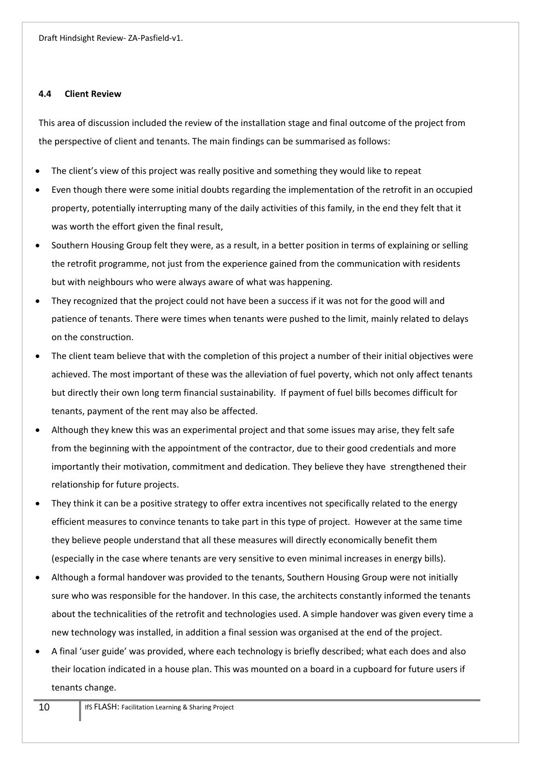### 4.4 Client Review

This area of discussion included the review of the installation stage and final outcome of the project from the perspective of client and tenants. The main findings can be summarised as follows:

- The client's view of this project was really positive and something they would like to repeat
- Even though there were some initial doubts regarding the implementation of the retrofit in an occupied property, potentially interrupting many of the daily activities of this family, in the end they felt that it was worth the effort given the final result,
- Southern Housing Group felt they were, as a result, in a better position in terms of explaining or selling the retrofit programme, not just from the experience gained from the communication with residents but with neighbours who were always aware of what was happening.
- They recognized that the project could not have been a success if it was not for the good will and patience of tenants. There were times when tenants were pushed to the limit, mainly related to delays on the construction.
- The client team believe that with the completion of this project a number of their initial objectives were achieved. The most important of these was the alleviation of fuel poverty, which not only affect tenants but directly their own long term financial sustainability. If payment of fuel bills becomes difficult for tenants, payment of the rent may also be affected.
- Although they knew this was an experimental project and that some issues may arise, they felt safe from the beginning with the appointment of the contractor, due to their good credentials and more importantly their motivation, commitment and dedication. They believe they have strengthened their relationship for future projects.
- They think it can be a positive strategy to offer extra incentives not specifically related to the energy efficient measures to convince tenants to take part in this type of project. However at the same time they believe people understand that all these measures will directly economically benefit them (especially in the case where tenants are very sensitive to even minimal increases in energy bills).
- Although a formal handover was provided to the tenants, Southern Housing Group were not initially sure who was responsible for the handover. In this case, the architects constantly informed the tenants about the technicalities of the retrofit and technologies used. A simple handover was given every time a new technology was installed, in addition a final session was organised at the end of the project.
- A final 'user guide' was provided, where each technology is briefly described; what each does and also their location indicated in a house plan. This was mounted on a board in a cupboard for future users if tenants change.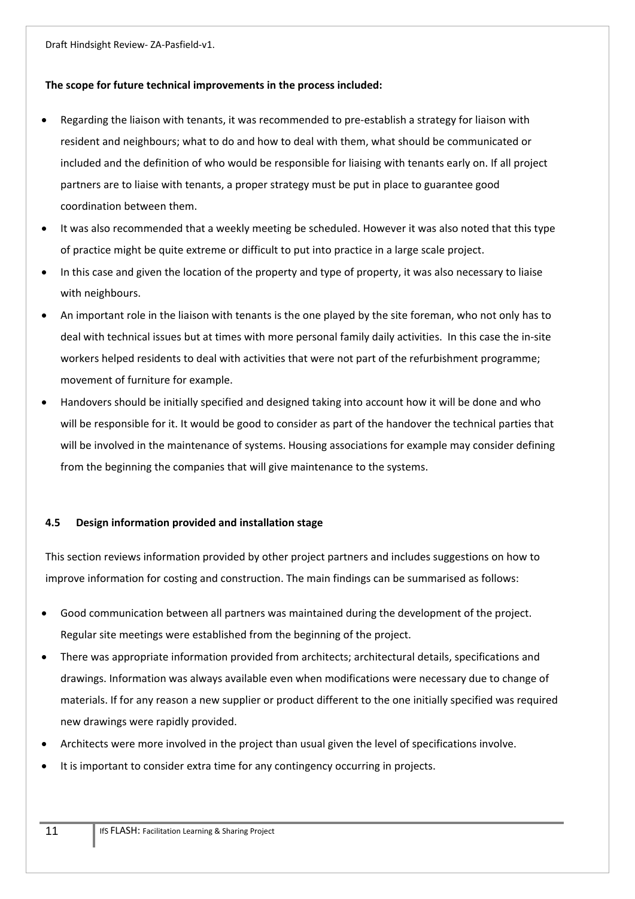**The scope for future technical improvements in the process included:**

- Regarding the liaison with tenants, it was recommended to pre-establish a strategy for liaison with resident and neighbours; what to do and how to deal with them, what should be communicated or included and the definition of who would be responsible for liaising with tenants early on. If all project partners are to liaise with tenants, a proper strategy must be put in place to guarantee good coordination between them.
- It was also recommended that a weekly meeting be scheduled. However it was also noted that this type of practice might be quite extreme or difficult to put into practice in a large scale project.
- In this case and given the location of the property and type of property, it was also necessary to liaise with neighbours.
- An important role in the liaison with tenants is the one played by the site foreman, who not only has to deal with technical issues but at times with more personal family daily activities. In this case the in-site workers helped residents to deal with activities that were not part of the refurbishment programme; movement of furniture for example.
- Handovers should be initially specified and designed taking into account how it will be done and who will be responsible for it. It would be good to consider as part of the handover the technical parties that will be involved in the maintenance of systems. Housing associations for example may consider defining from the beginning the companies that will give maintenance to the systems.

### 4.5 Design information provided and installation stage

This section reviews information provided by other project partners and includes suggestions on how to improve information for costing and construction. The main findings can be summarised as follows:

- Good communication between all partners was maintained during the development of the project. Regular site meetings were established from the beginning of the project.
- There was appropriate information provided from architects; architectural details, specifications and drawings. Information was always available even when modifications were necessary due to change of materials. If for any reason a new supplier or product different to the one initially specified was required new drawings were rapidly provided.
- Architects were more involved in the project than usual given the level of specifications involve.
- It is important to consider extra time for any contingency occurring in projects.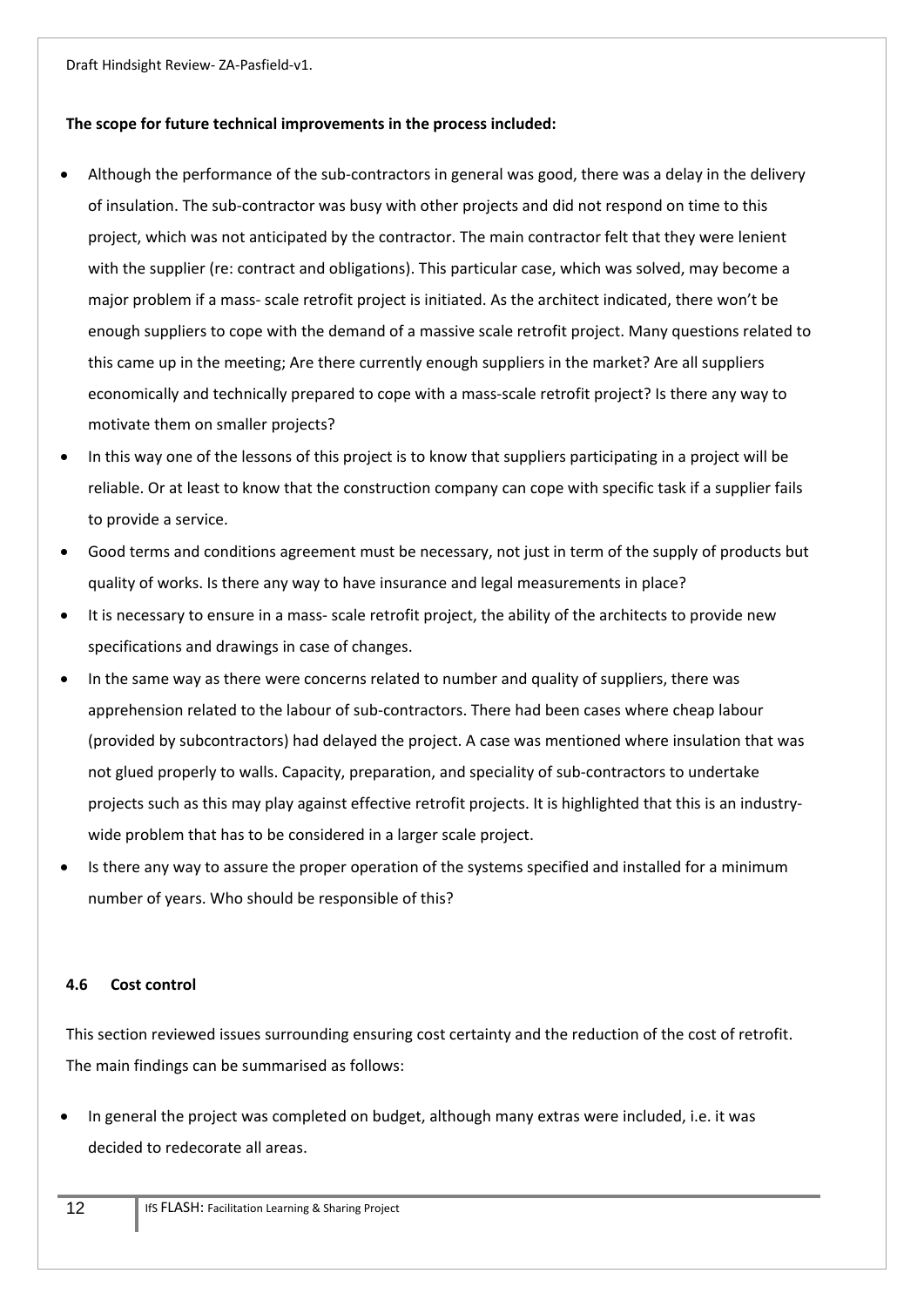**The scope for future technical improvements in the process included:**

- Although the performance of the sub-contractors in general was good, there was a delay in the delivery of insulation. The sub-contractor was busy with other projects and did not respond on time to this project, which was not anticipated by the contractor. The main contractor felt that they were lenient with the supplier (re: contract and obligations). This particular case, which was solved, may become a major problem if a mass- scale retrofit project is initiated. As the architect indicated, there won't be enough suppliers to cope with the demand of a massive scale retrofit project. Many questions related to this came up in the meeting; Are there currently enough suppliers in the market? Are all suppliers economically and technically prepared to cope with a mass-scale retrofit project? Is there any way to motivate them on smaller projects?
- In this way one of the lessons of this project is to know that suppliers participating in a project will be reliable. Or at least to know that the construction company can cope with specific task if a supplier fails to provide a service.
- Good terms and conditions agreement must be necessary, not just in term of the supply of products but quality of works. Is there any way to have insurance and legal measurements in place?
- It is necessary to ensure in a mass- scale retrofit project, the ability of the architects to provide new specifications and drawings in case of changes.
- In the same way as there were concerns related to number and quality of suppliers, there was apprehension related to the labour of sub-contractors. There had been cases where cheap labour (provided by subcontractors) had delayed the project. A case was mentioned where insulation that was not glued properly to walls. Capacity, preparation, and speciality of sub-contractors to undertake projects such as this may play against effective retrofit projects. It is highlighted that this is an industry-wide problem that has to be considered in a larger scale project.
- Is there any way to assure the proper operation of the systems specified and installed for a minimum number of years. Who should be responsible of this?

### 4.6 Cost control

This section reviewed issues surrounding ensuring cost certainty and the reduction of the cost of retrofit. The main findings can be summarised as follows:

- In general the project was completed on budget, although many extras were included, i.e. it was decided to redecorate all areas.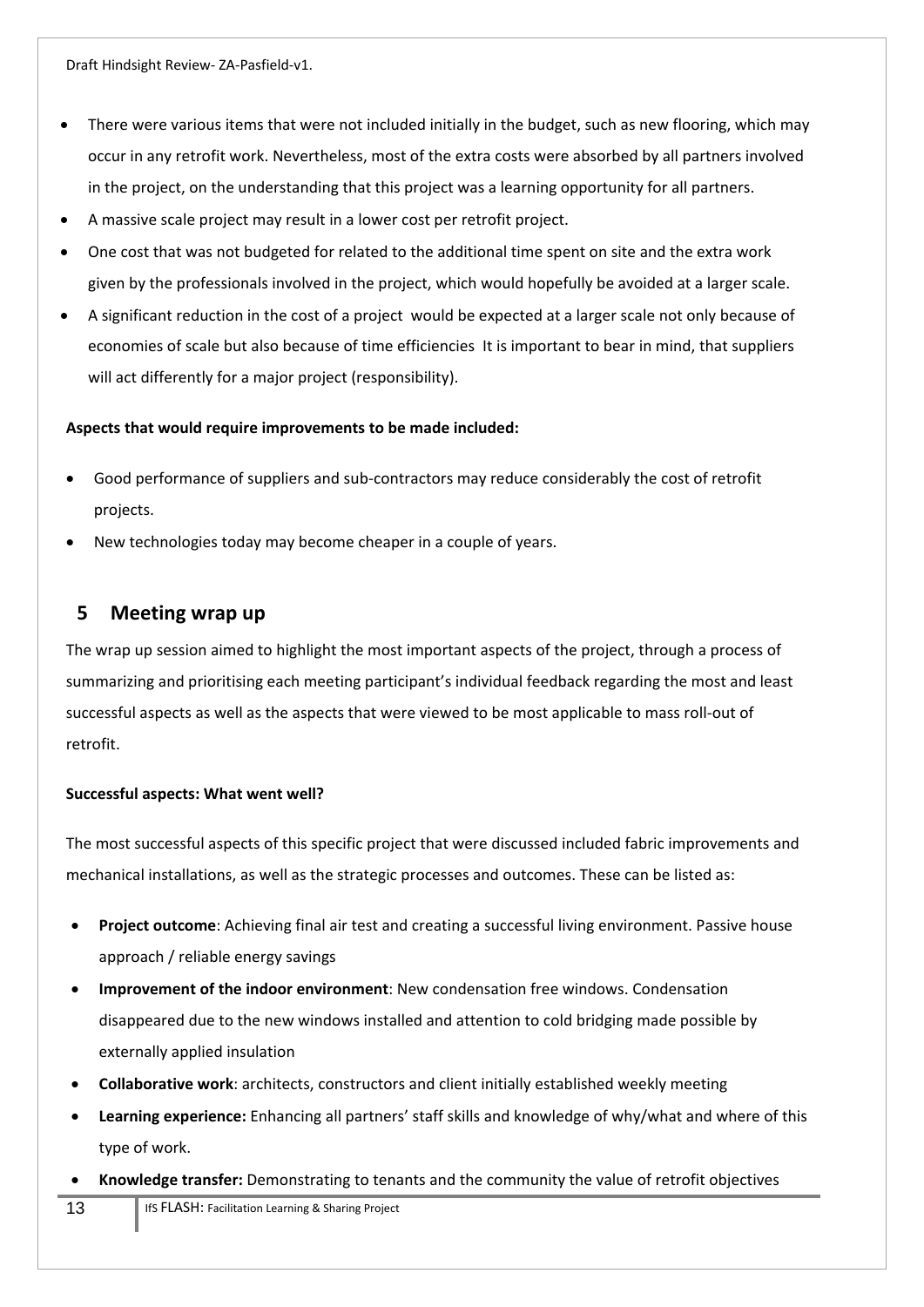- There were various items that were not included initially in the budget, such as new flooring, which may occur in any retrofit work. Nevertheless, most of the extra costs were absorbed by all partners involved in the project, on the understanding that this project was a learning opportunity for all partners.
- A massive scale project may result in a lower cost per retrofit project.
- One cost that was not budgeted for related to the additional time spent on site and the extra work given by the professionals involved in the project, which would hopefully be avoided at a larger scale.
- A significant reduction in the cost of a project would be expected at a larger scale not only because of economies of scale but also because of time efficiencies It is important to bear in mind, that suppliers will act differently for a major project (responsibility).

**Aspects that would require improvements to be made included:**

- Good performance of suppliers and sub-contractors may reduce considerably the cost of retrofit projects.
- New technologies today may become cheaper in a couple of years.

## 5 Meeting wrap up

The wrap up session aimed to highlight the most important aspects of the project, through a process of summarizing and prioritising each meeting participant's individual feedback regarding the most and least successful aspects as well as the aspects that were viewed to be most applicable to mass roll-out of retrofit.

**Successful aspects: What went well?**

The most successful aspects of this specific project that were discussed included fabric improvements and mechanical installations, as well as the strategic processes and outcomes. These can be listed as:

- **Project outcome**: Achieving final air test and creating a successful living environment. Passive house approach / reliable energy savings
- **Improvement of the indoor environment**: New condensation free windows. Condensation disappeared due to the new windows installed and attention to cold bridging made possible by externally applied insulation
- **Collaborative work**: architects, constructors and client initially established weekly meeting
- **Learning experience:** Enhancing all partners' staff skills and knowledge of why/what and where of this type of work.
- **Knowledge transfer:** Demonstrating to tenants and the community the value of retrofit objectives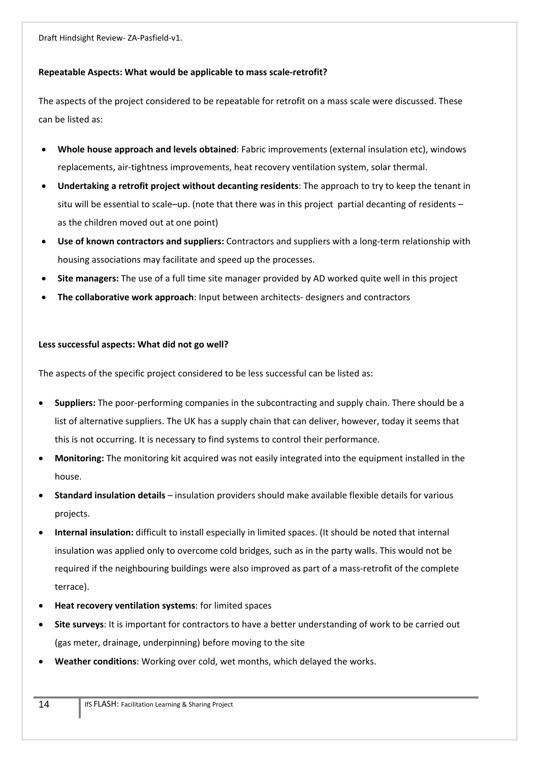### Repeatable Aspects: What would be applicable to mass scale-retrofit?

The aspects of the project considered to be repeatable for retrofit on a mass scale were discussed. These can be listed as:

- **Whole house approach and levels obtained**: Fabric improvements (external insulation etc), windows replacements, air-tightness improvements, heat recovery ventilation system, solar thermal.
- **Undertaking a retrofit project without decanting residents**: The approach to try to keep the tenant in situ will be essential to scale–up. (note that there was in this project partial decanting of residents – as the children moved out at one point)
- **Use of known contractors and suppliers:** Contractors and suppliers with a long-term relationship with housing associations may facilitate and speed up the processes.
- **Site managers:** The use of a full time site manager provided by AD worked quite well in this project
- **The collaborative work approach**: Input between architects- designers and contractors

### Less successful aspects: What did not go well?

The aspects of the specific project considered to be less successful can be listed as:

- **Suppliers:** The poor-performing companies in the subcontracting and supply chain. There should be a list of alternative suppliers. The UK has a supply chain that can deliver, however, today it seems that this is not occurring. It is necessary to find systems to control their performance.
- **Monitoring:** The monitoring kit acquired was not easily integrated into the equipment installed in the house.
- **Standard insulation details** – insulation providers should make available flexible details for various projects.
- **Internal insulation:** difficult to install especially in limited spaces. (It should be noted that internal insulation was applied only to overcome cold bridges, such as in the party walls. This would not be required if the neighbouring buildings were also improved as part of a mass-retrofit of the complete terrace).
- **Heat recovery ventilation systems**: for limited spaces
- **Site surveys**: It is important for contractors to have a better understanding of work to be carried out (gas meter, drainage, underpinning) before moving to the site
- **Weather conditions**: Working over cold, wet months, which delayed the works.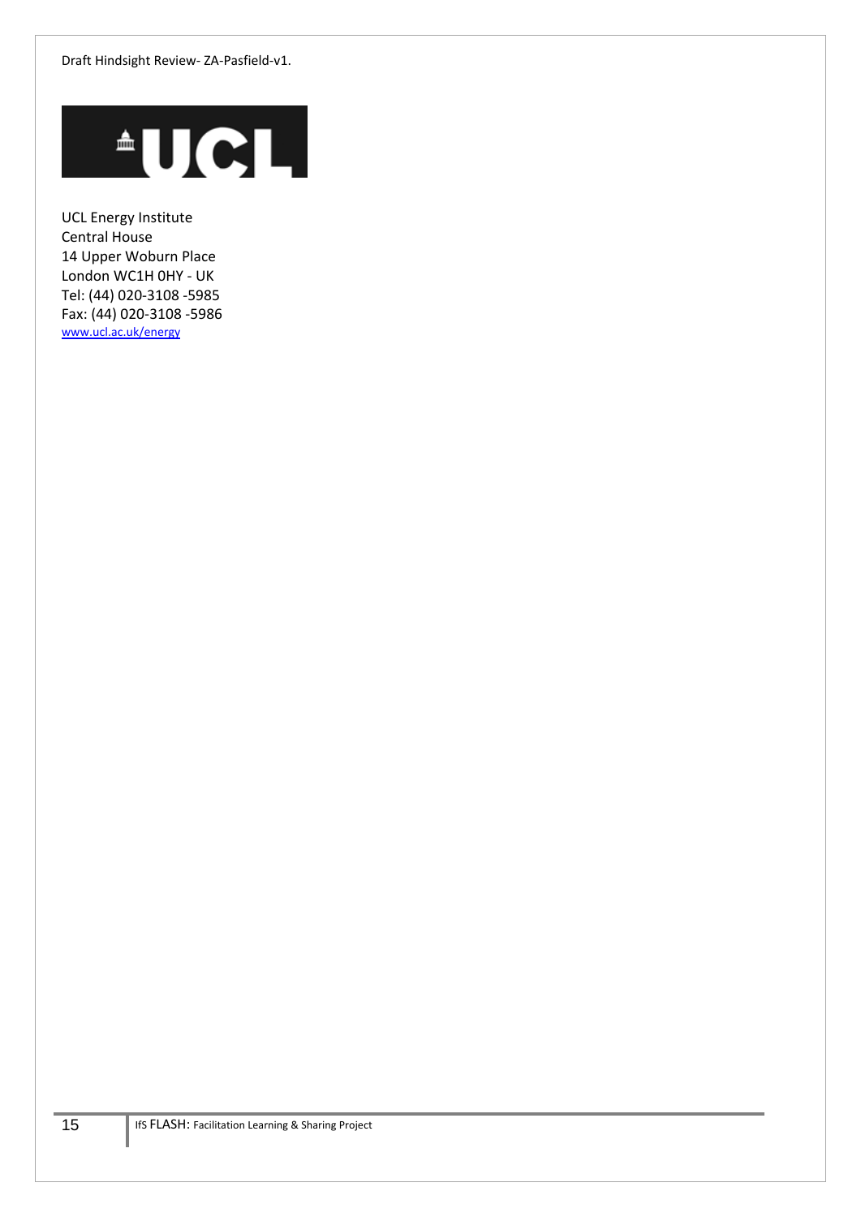UCL Energy Institute
Central House
14 Upper Woburn Place
London WC1H 0HY - UK
Tel: (44) 020-3108 -5985
Fax: (44) 020-3108 -5986
www.ucl.ac.uk/energy